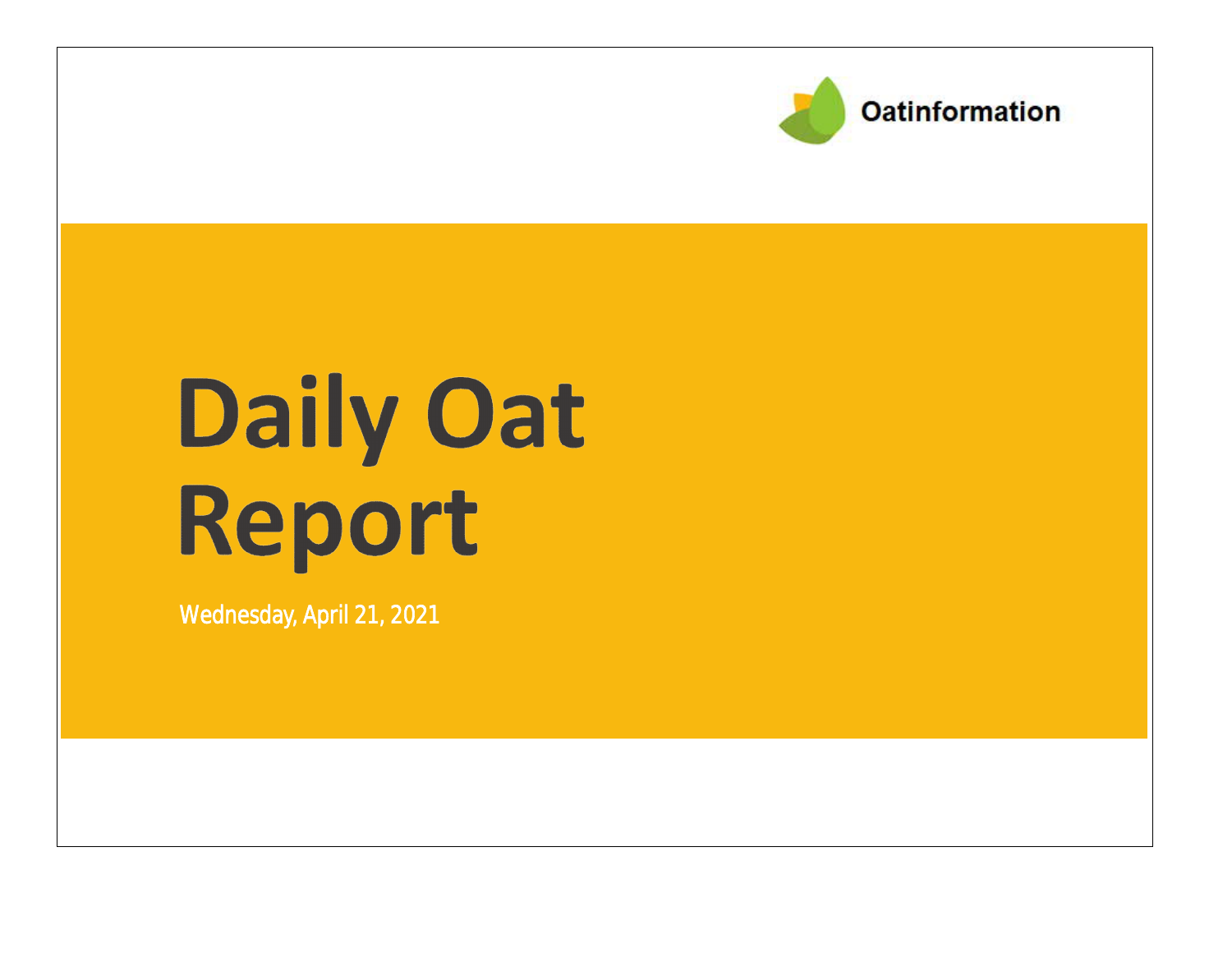Oatinformation

# Daily Oat Report

Wednesday, April 21, 2021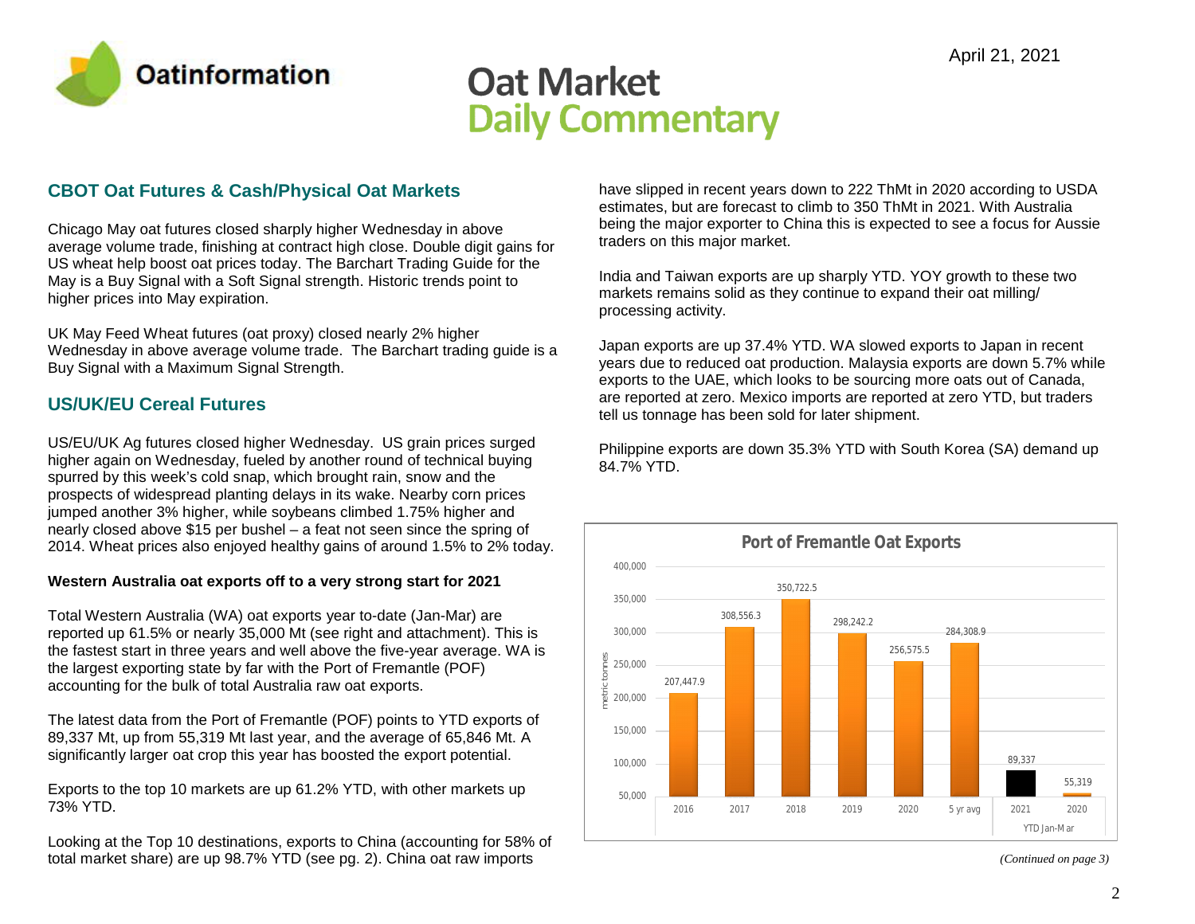# Oat Market Daily Commentary

April 21, 2021

## CBOT Oat Futures & Cash/Physical Oat Markets

Chicago May oat futures closed sharply higher Wednesday in above average volume trade, finishing at contract high close. Double digit gains for US wheat help boost oat prices today. The Barchart Trading Guide for the May is a Buy Signal with a Soft Signal strength. Historic trends point to higher prices into May expiration.

UK May Feed Wheat futures (oat proxy) closed nearly 2% higher Wednesday in above average volume trade. The Barchart trading guide is a Buy Signal with a Maximum Signal Strength.

## US/UK/EU Cereal Futures

US/EU/UK Ag futures closed higher Wednesday. US grain prices surged higher again on Wednesday, fueled by another round of technical buying spurred by this week's cold snap, which brought rain, snow and the prospects of widespread planting delays in its wake. Nearby corn prices jumped another 3% higher, while soybeans climbed 1.75% higher and nearly closed above $15 per bushel – a feat not seen since the spring of 2014. Wheat prices also enjoyed healthy gains of around 1.5% to 2% today.

**Western Australia oat exports off to a very strong start for 2021**

Total Western Australia (WA) oat exports year to-date (Jan-Mar) are reported up 61.5% or nearly 35,000 Mt (see right and attachment). This is the fastest start in three years and well above the five-year average. WA is the largest exporting state by far with the Port of Fremantle (POF) accounting for the bulk of total Australia raw oat exports.

The latest data from the Port of Fremantle (POF) points to YTD exports of 89,337 Mt, up from 55,319 Mt last year, and the average of 65,846 Mt. A significantly larger oat crop this year has boosted the export potential.

Exports to the top 10 markets are up 61.2% YTD, with other markets up 73% YTD.

Looking at the Top 10 destinations, exports to China (accounting for 58% of total market share) are up 98.7% YTD (see pg. 2). China oat raw imports have slipped in recent years down to 222 ThMt in 2020 according to USDA estimates, but are forecast to climb to 350 ThMt in 2021. With Australia being the major exporter to China this is expected to see a focus for Aussie traders on this major market.

India and Taiwan exports are up sharply YTD. YOY growth to these two markets remains solid as they continue to expand their oat milling/ processing activity.

Japan exports are up 37.4% YTD. WA slowed exports to Japan in recent years due to reduced oat production. Malaysia exports are down 5.7% while exports to the UAE, which looks to be sourcing more oats out of Canada, are reported at zero. Mexico imports are reported at zero YTD, but traders tell us tonnage has been sold for later shipment.

Philippine exports are down 35.3% YTD with South Korea (SA) demand up 84.7% YTD.

Port of Fremantle Oat Exports

metric tonnes

400,000
350,000
300,000
250,000
200,000
150,000
100,000
50,000

207,447.9
308,556.3
350,722.5
298,242.2
256,575.5
284,308.9
89,337
55,319

2016 2017 2018 2019 2020 5 yr avg 2021 2020

YTD Jan-Mar

*(Continued on page 3)*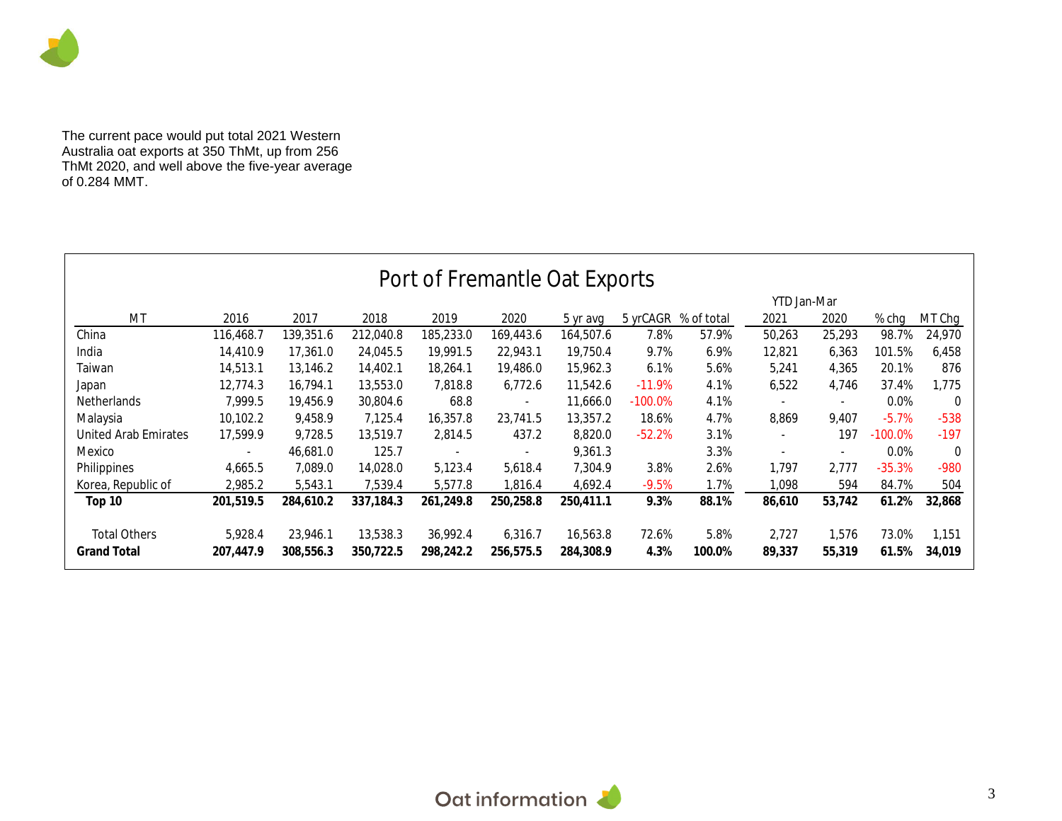The current pace would put total 2021 Western Australia oat exports at 350 ThMt, up from 256 ThMt 2020, and well above the five-year average of 0.284 MMT.

## Port of Fremantle Oat Exports

| | | | | | | | | | YTD Jan-Mar | | | |
|---|---|---|---|---|---|---|---|---|---|---|---|---|
| MT | 2016 | 2017 | 2018 | 2019 | 2020 | 5 yr avg | 5 yrCAGR | % of total | 2021 | 2020 | % chg | MT Chg |
| China | 116,468.7 | 139,351.6 | 212,040.8 | 185,233.0 | 169,443.6 | 164,507.6 | 7.8% | 57.9% | 50,263 | 25,293 | 98.7% | 24,970 |
| India | 14,410.9 | 17,361.0 | 24,045.5 | 19,991.5 | 22,943.1 | 19,750.4 | 9.7% | 6.9% | 12,821 | 6,363 | 101.5% | 6,458 |
| Taiwan | 14,513.1 | 13,146.2 | 14,402.1 | 18,264.1 | 19,486.0 | 15,962.3 | 6.1% | 5.6% | 5,241 | 4,365 | 20.1% | 876 |
| Japan | 12,774.3 | 16,794.1 | 13,553.0 | 7,818.8 | 6,772.6 | 11,542.6 | -11.9% | 4.1% | 6,522 | 4,746 | 37.4% | 1,775 |
| Netherlands | 7,999.5 | 19,456.9 | 30,804.6 | 68.8 | - | 11,666.0 | -100.0% | 4.1% | - | - | 0.0% | 0 |
| Malaysia | 10,102.2 | 9,458.9 | 7,125.4 | 16,357.8 | 23,741.5 | 13,357.2 | 18.6% | 4.7% | 8,869 | 9,407 | -5.7% | -538 |
| United Arab Emirates | 17,599.9 | 9,728.5 | 13,519.7 | 2,814.5 | 437.2 | 8,820.0 | -52.2% | 3.1% | - | 197 | -100.0% | -197 |
| Mexico | - | 46,681.0 | 125.7 | - | - | 9,361.3 | | 3.3% | - | - | 0.0% | 0 |
| Philippines | 4,665.5 | 7,089.0 | 14,028.0 | 5,123.4 | 5,618.4 | 7,304.9 | 3.8% | 2.6% | 1,797 | 2,777 | -35.3% | -980 |
| Korea, Republic of | 2,985.2 | 5,543.1 | 7,539.4 | 5,577.8 | 1,816.4 | 4,692.4 | -9.5% | 1.7% | 1,098 | 594 | 84.7% | 504 |
| **Top 10** | **201,519.5** | **284,610.2** | **337,184.3** | **261,249.8** | **250,258.8** | **250,411.1** | **9.3%** | **88.1%** | **86,610** | **53,742** | **61.2%** | **32,868** |
| Total Others | 5,928.4 | 23,946.1 | 13,538.3 | 36,992.4 | 6,316.7 | 16,563.8 | 72.6% | 5.8% | 2,727 | 1,576 | 73.0% | 1,151 |
| **Grand Total** | **207,447.9** | **308,556.3** | **350,722.5** | **298,242.2** | **256,575.5** | **284,308.9** | **4.3%** | **100.0%** | **89,337** | **55,319** | **61.5%** | **34,019** |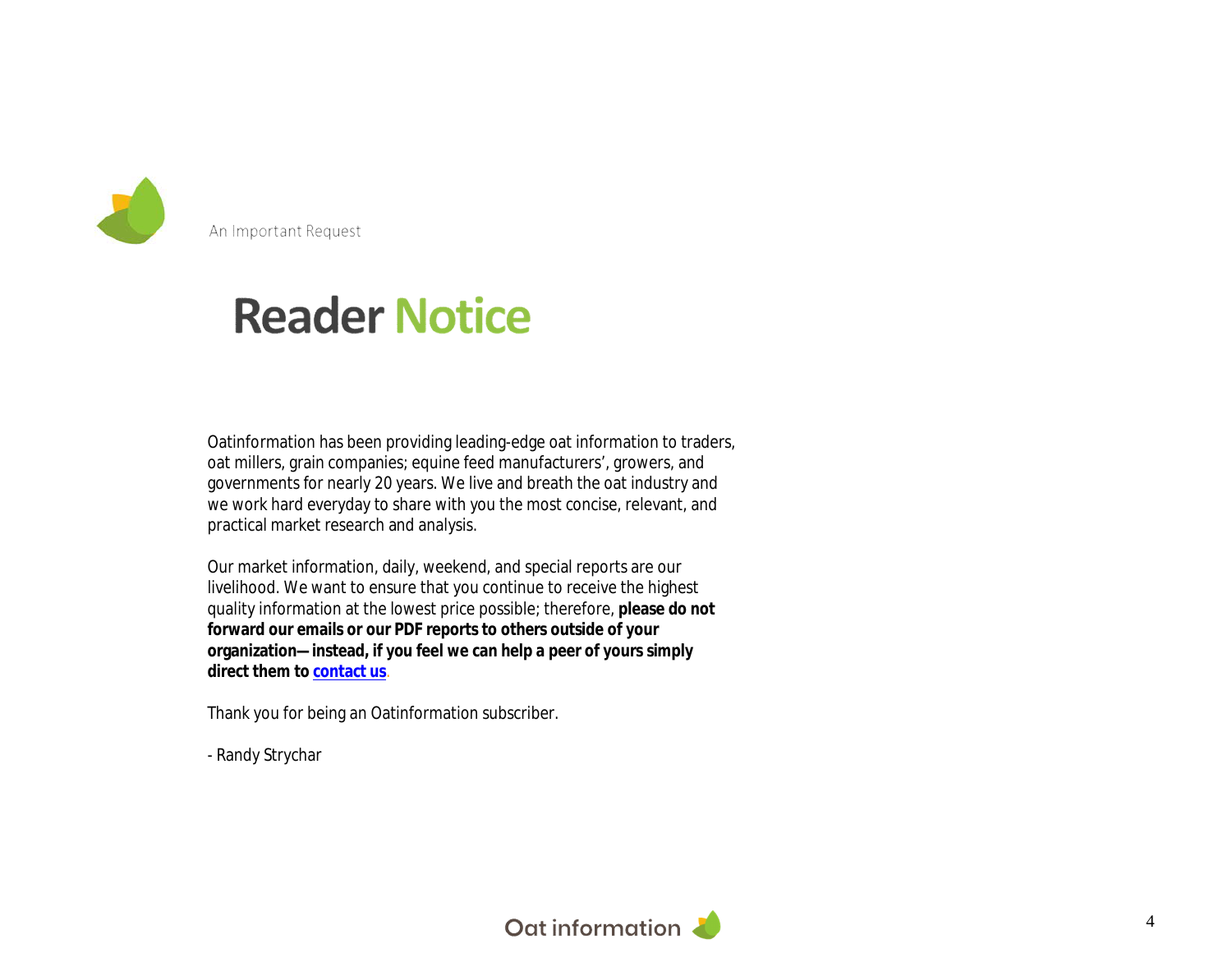An Important Request

# Reader Notice

Oatinformation has been providing leading-edge oat information to traders, oat millers, grain companies; equine feed manufacturers', growers, and governments for nearly 20 years. We live and breath the oat industry and we work hard everyday to share with you the most concise, relevant, and practical market research and analysis.

Our market information, daily, weekend, and special reports are our livelihood. We want to ensure that you continue to receive the highest quality information at the lowest price possible; therefore, **please do not forward our emails or our PDF reports to others outside of your organization—instead, if you feel we can help a peer of yours simply direct them to contact us**.

Thank you for being an Oatinformation subscriber.

- Randy Strychar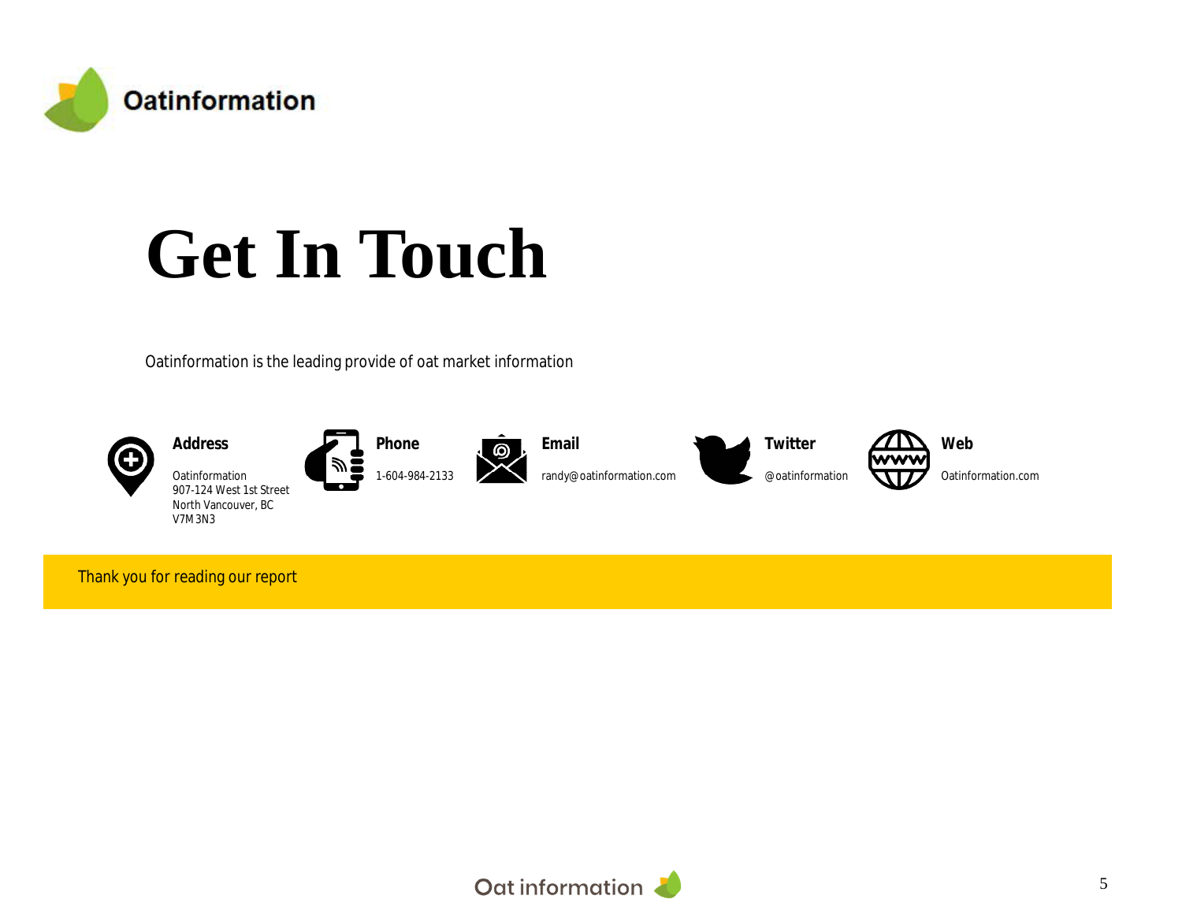Oatinformation

# Get In Touch

Oatinformation is the leading provide of oat market information

**Address**

Oatinformation
907-124 West 1st Street
North Vancouver, BC
V7M 3N3

**Phone**

1-604-984-2133

**Email**

randy@oatinformation.com

**Twitter**

@oatinformation

**Web**

Oatinformation.com

Thank you for reading our report